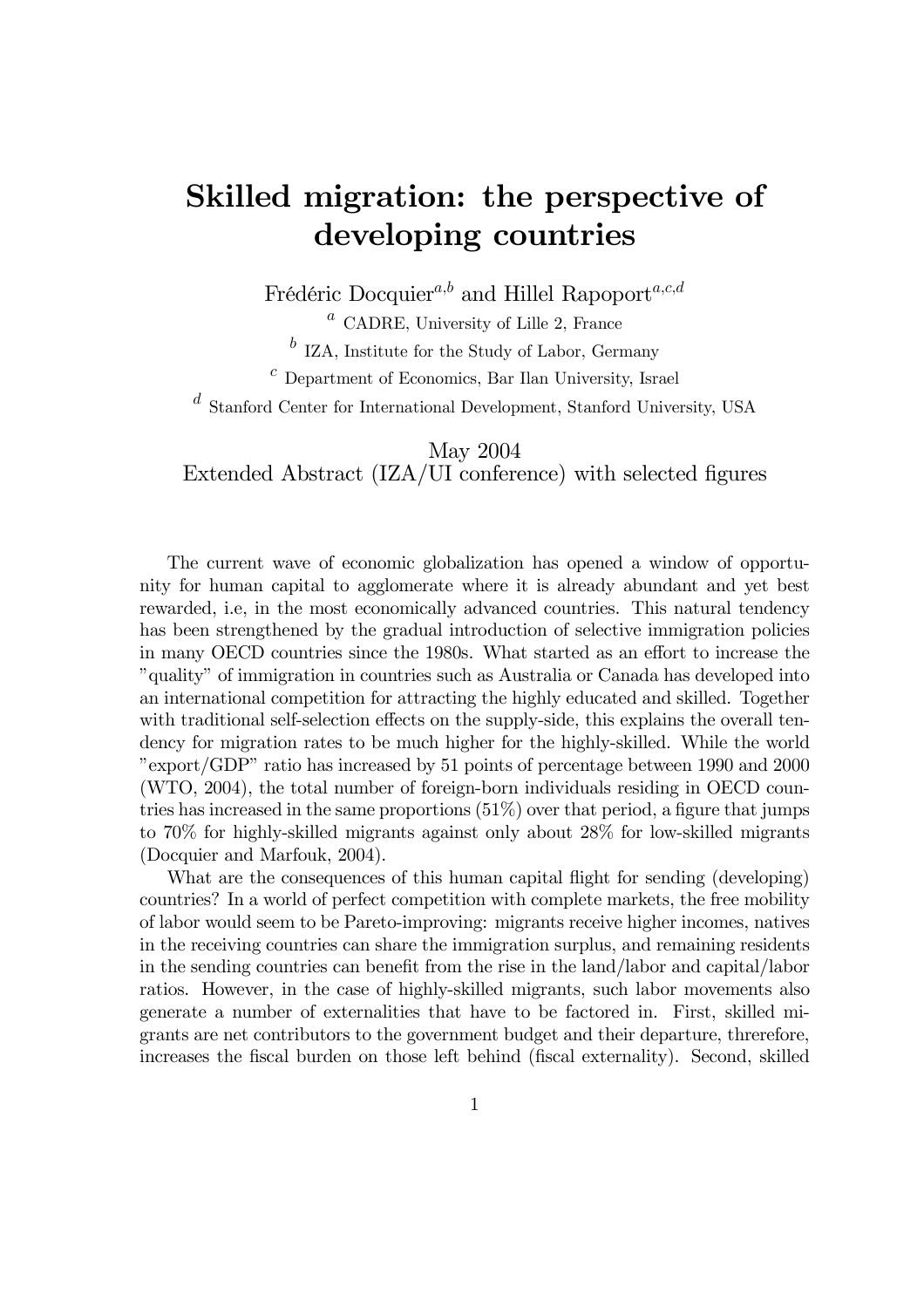# Skilled migration: the perspective of developing countries

Frédéric Docquier[a,b] and Hillel Rapoport[a,c,d]

[a] CADRE, University of Lille 2, France

[b] IZA, Institute for the Study of Labor, Germany

[c] Department of Economics, Bar Ilan University, Israel

[d] Stanford Center for International Development, Stanford University, USA

May 2004

Extended Abstract (IZA/UI conference) with selected figures

The current wave of economic globalization has opened a window of opportunity for human capital to agglomerate where it is already abundant and yet best rewarded, i.e, in the most economically advanced countries. This natural tendency has been strengthened by the gradual introduction of selective immigration policies in many OECD countries since the 1980s. What started as an effort to increase the "quality" of immigration in countries such as Australia or Canada has developed into an international competition for attracting the highly educated and skilled. Together with traditional self-selection effects on the supply-side, this explains the overall tendency for migration rates to be much higher for the highly-skilled. While the world "export/GDP" ratio has increased by 51 points of percentage between 1990 and 2000 (WTO, 2004), the total number of foreign-born individuals residing in OECD countries has increased in the same proportions (51%) over that period, a figure that jumps to 70% for highly-skilled migrants against only about 28% for low-skilled migrants (Docquier and Marfouk, 2004).

What are the consequences of this human capital flight for sending (developing) countries? In a world of perfect competition with complete markets, the free mobility of labor would seem to be Pareto-improving: migrants receive higher incomes, natives in the receiving countries can share the immigration surplus, and remaining residents in the sending countries can benefit from the rise in the land/labor and capital/labor ratios. However, in the case of highly-skilled migrants, such labor movements also generate a number of externalities that have to be factored in. First, skilled migrants are net contributors to the government budget and their departure, threrefore, increases the fiscal burden on those left behind (fiscal externality). Second, skilled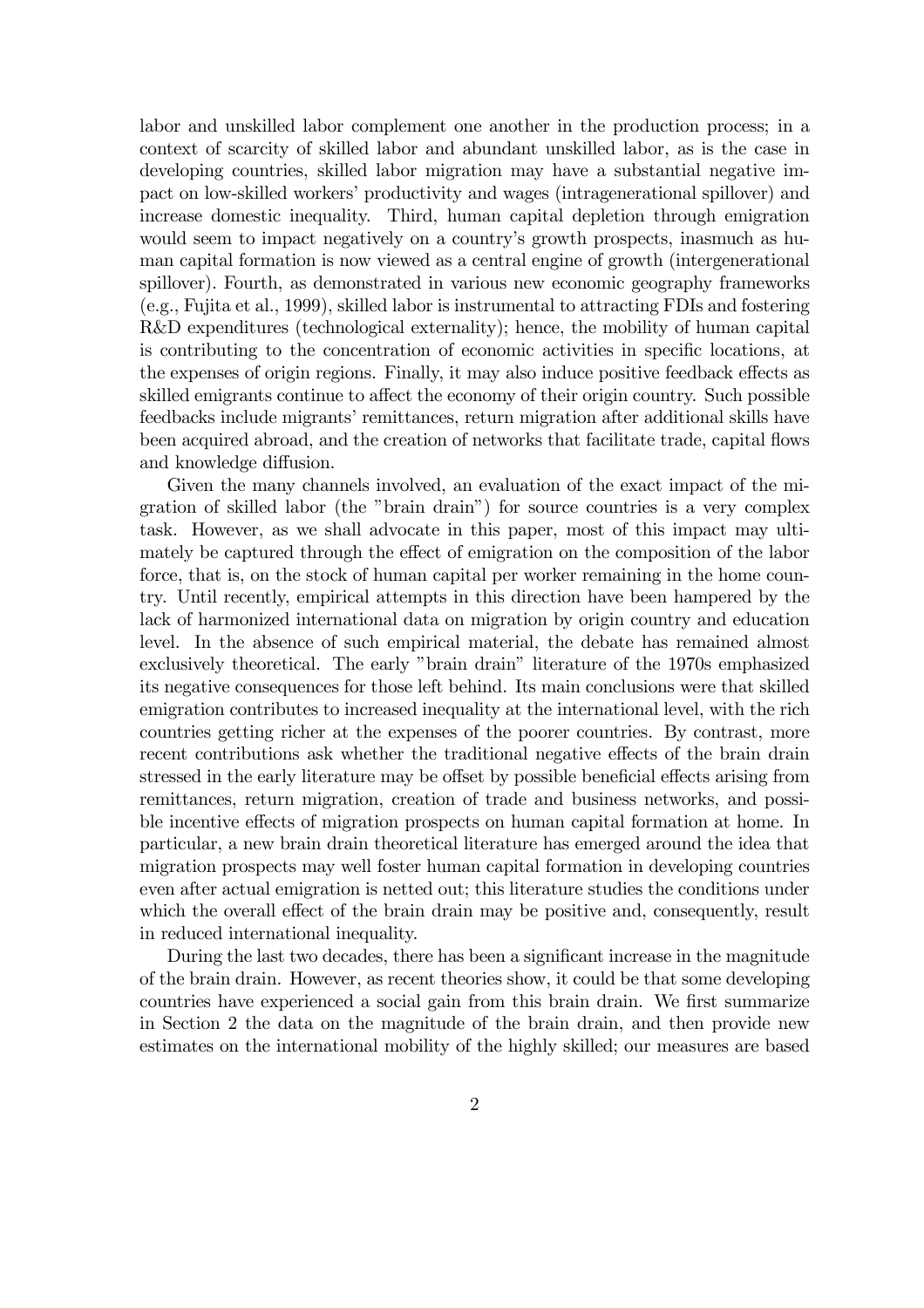labor and unskilled labor complement one another in the production process; in a context of scarcity of skilled labor and abundant unskilled labor, as is the case in developing countries, skilled labor migration may have a substantial negative impact on low-skilled workers' productivity and wages (intragenerational spillover) and increase domestic inequality. Third, human capital depletion through emigration would seem to impact negatively on a country's growth prospects, inasmuch as human capital formation is now viewed as a central engine of growth (intergenerational spillover). Fourth, as demonstrated in various new economic geography frameworks (e.g., Fujita et al., 1999), skilled labor is instrumental to attracting FDIs and fostering R&D expenditures (technological externality); hence, the mobility of human capital is contributing to the concentration of economic activities in specific locations, at the expenses of origin regions. Finally, it may also induce positive feedback effects as skilled emigrants continue to affect the economy of their origin country. Such possible feedbacks include migrants' remittances, return migration after additional skills have been acquired abroad, and the creation of networks that facilitate trade, capital flows and knowledge diffusion.

Given the many channels involved, an evaluation of the exact impact of the migration of skilled labor (the "brain drain") for source countries is a very complex task. However, as we shall advocate in this paper, most of this impact may ultimately be captured through the effect of emigration on the composition of the labor force, that is, on the stock of human capital per worker remaining in the home country. Until recently, empirical attempts in this direction have been hampered by the lack of harmonized international data on migration by origin country and education level. In the absence of such empirical material, the debate has remained almost exclusively theoretical. The early "brain drain" literature of the 1970s emphasized its negative consequences for those left behind. Its main conclusions were that skilled emigration contributes to increased inequality at the international level, with the rich countries getting richer at the expenses of the poorer countries. By contrast, more recent contributions ask whether the traditional negative effects of the brain drain stressed in the early literature may be offset by possible beneficial effects arising from remittances, return migration, creation of trade and business networks, and possible incentive effects of migration prospects on human capital formation at home. In particular, a new brain drain theoretical literature has emerged around the idea that migration prospects may well foster human capital formation in developing countries even after actual emigration is netted out; this literature studies the conditions under which the overall effect of the brain drain may be positive and, consequently, result in reduced international inequality.

During the last two decades, there has been a significant increase in the magnitude of the brain drain. However, as recent theories show, it could be that some developing countries have experienced a social gain from this brain drain. We first summarize in Section 2 the data on the magnitude of the brain drain, and then provide new estimates on the international mobility of the highly skilled; our measures are based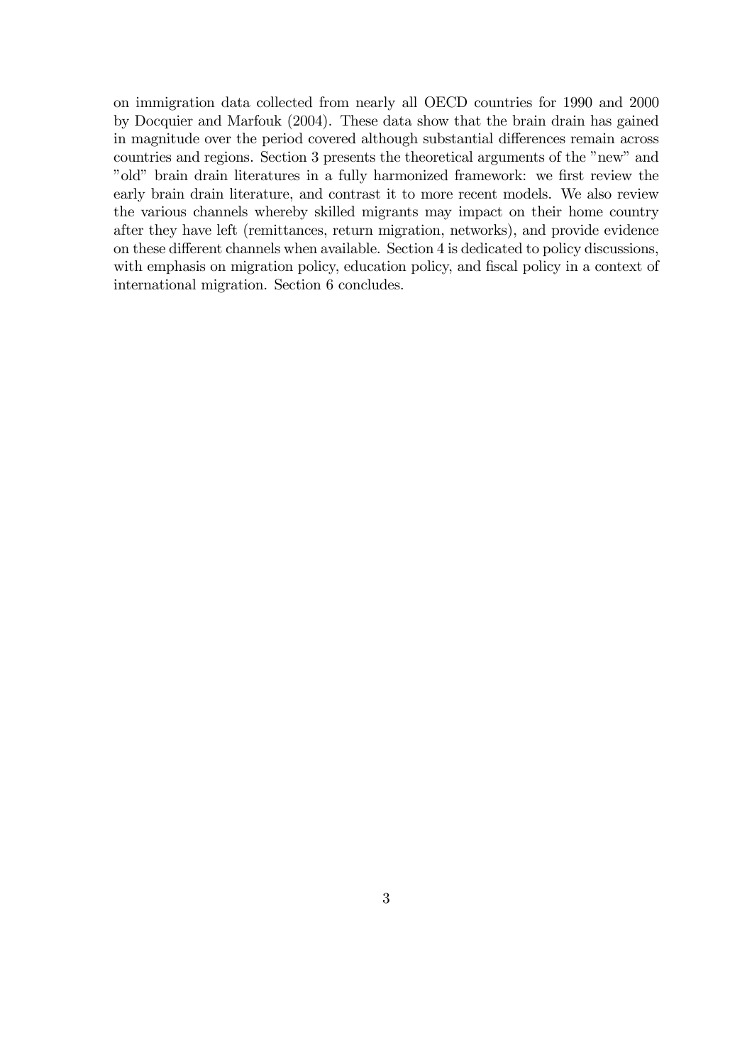on immigration data collected from nearly all OECD countries for 1990 and 2000 by Docquier and Marfouk (2004). These data show that the brain drain has gained in magnitude over the period covered although substantial differences remain across countries and regions. Section 3 presents the theoretical arguments of the "new" and "old" brain drain literatures in a fully harmonized framework: we first review the early brain drain literature, and contrast it to more recent models. We also review the various channels whereby skilled migrants may impact on their home country after they have left (remittances, return migration, networks), and provide evidence on these different channels when available. Section 4 is dedicated to policy discussions, with emphasis on migration policy, education policy, and fiscal policy in a context of international migration. Section 6 concludes.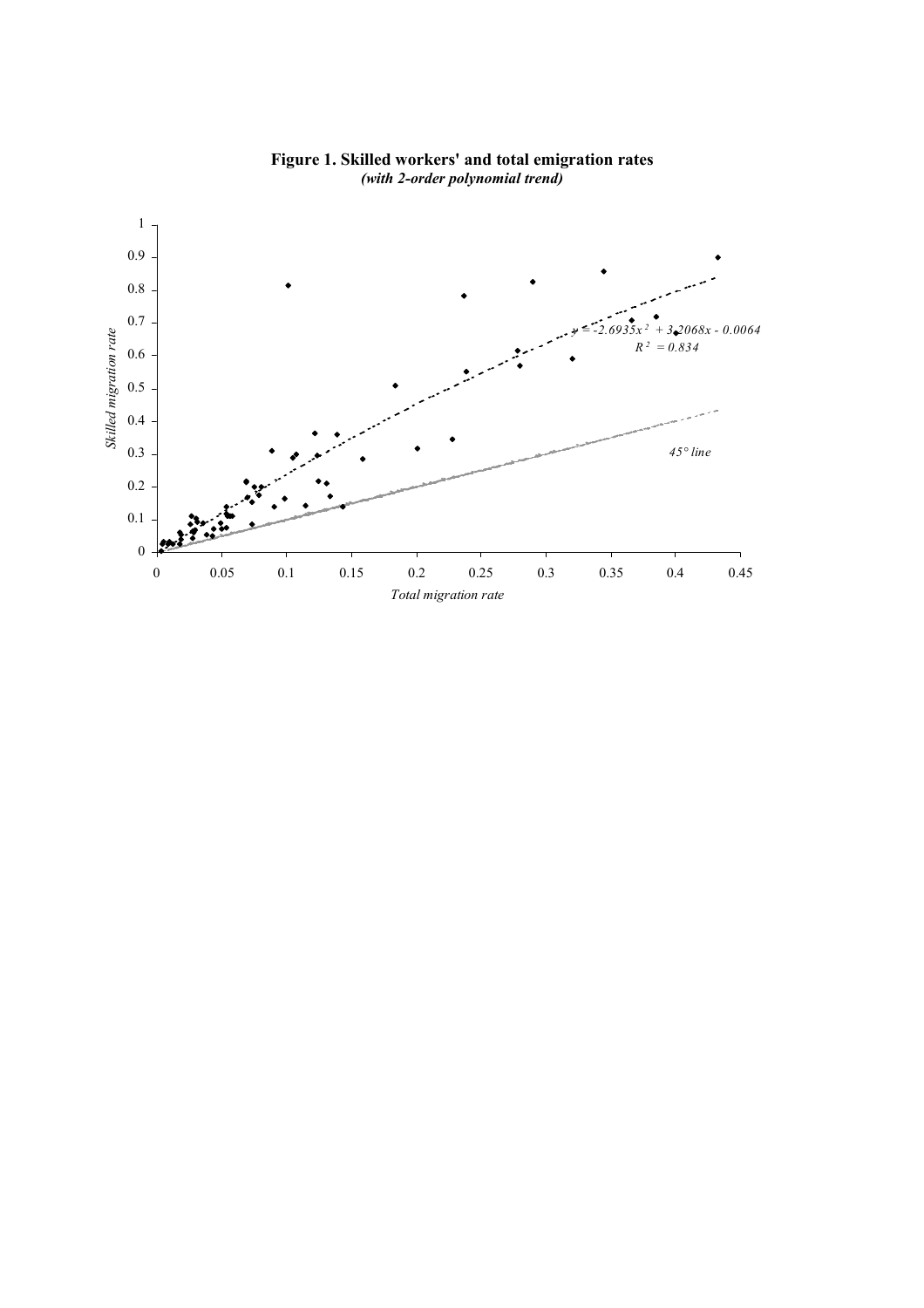**Figure 1. Skilled workers' and total emigration rates**
***(with 2-order polynomial trend)***

$y = -2.6935x^2 + 3.2068x - 0.0064$

$R^2 = 0.834$

*45° line*

*Skilled migration rate*

*Total migration rate*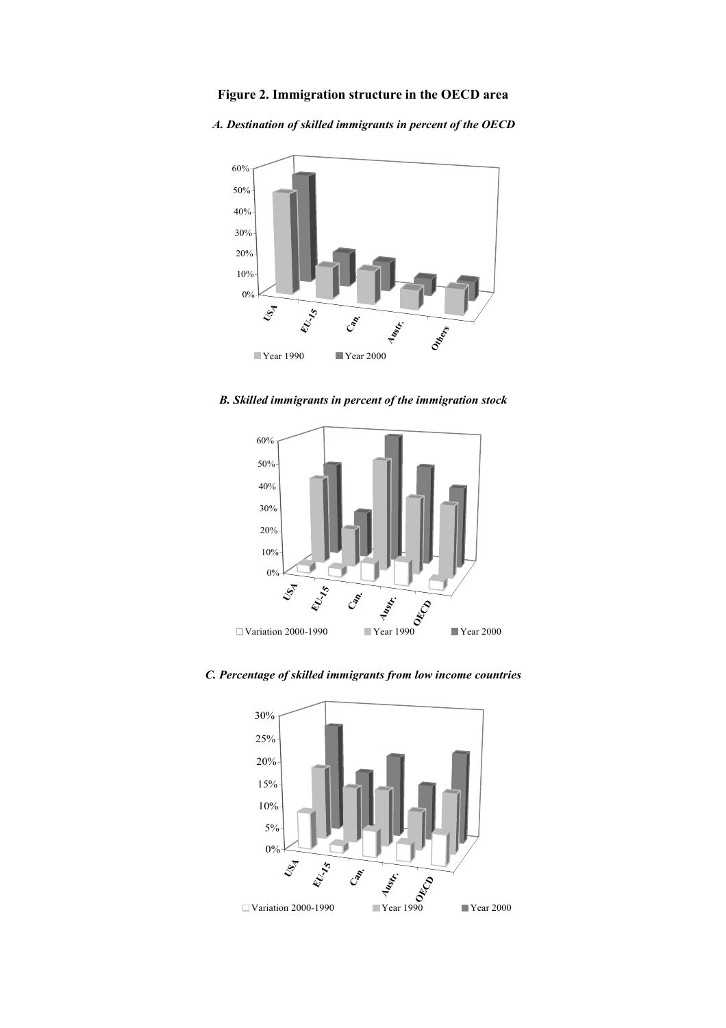**Figure 2. Immigration structure in the OECD area**

***A. Destination of skilled immigrants in percent of the OECD***

***B. Skilled immigrants in percent of the immigration stock***

***C. Percentage of skilled immigrants from low income countries***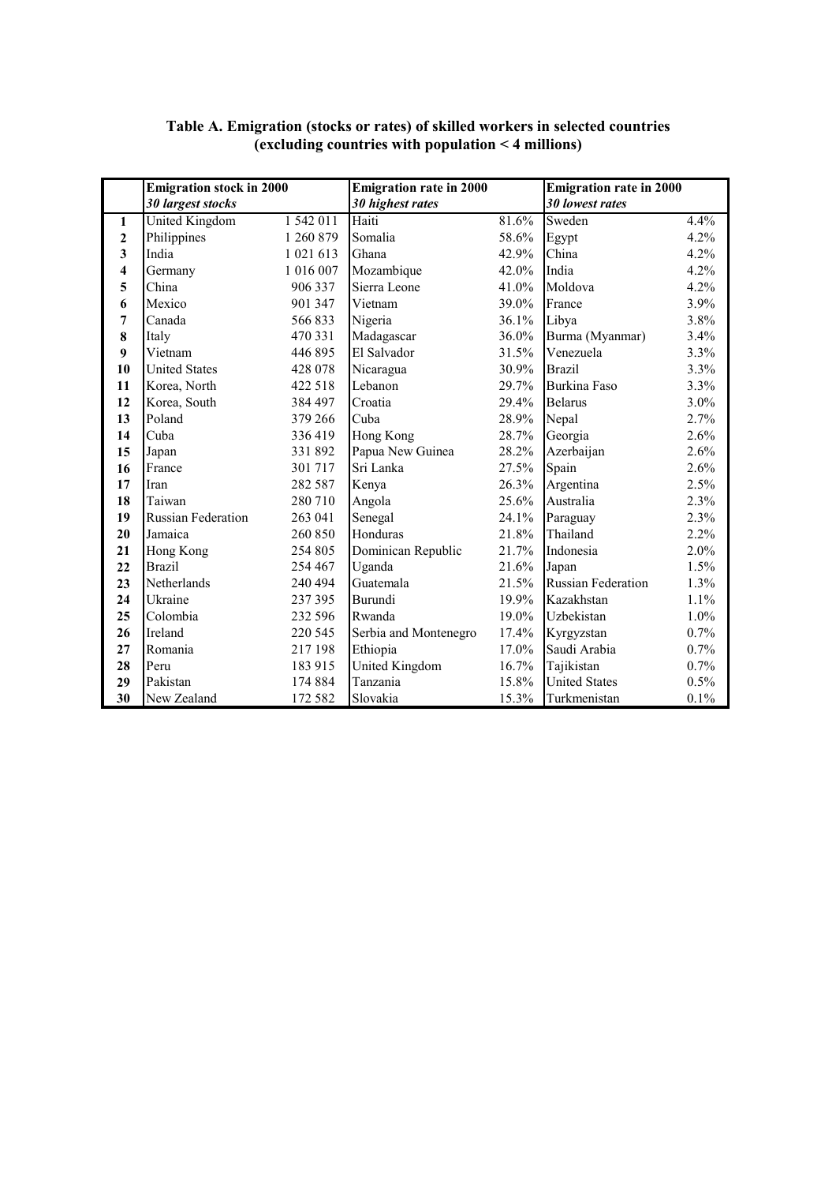**Table A. Emigration (stocks or rates) of skilled workers in selected countries (excluding countries with population < 4 millions)**

| | Emigration stock in 2000 | | Emigration rate in 2000 | | Emigration rate in 2000 | |
|---|---|---|---|---|---|---|
| | *30 largest stocks* | | *30 highest rates* | | *30 lowest rates* | |
| **1** | United Kingdom | 1 542 011 | Haiti | 81.6% | Sweden | 4.4% |
| **2** | Philippines | 1 260 879 | Somalia | 58.6% | Egypt | 4.2% |
| **3** | India | 1 021 613 | Ghana | 42.9% | China | 4.2% |
| **4** | Germany | 1 016 007 | Mozambique | 42.0% | India | 4.2% |
| **5** | China | 906 337 | Sierra Leone | 41.0% | Moldova | 4.2% |
| **6** | Mexico | 901 347 | Vietnam | 39.0% | France | 3.9% |
| **7** | Canada | 566 833 | Nigeria | 36.1% | Libya | 3.8% |
| **8** | Italy | 470 331 | Madagascar | 36.0% | Burma (Myanmar) | 3.4% |
| **9** | Vietnam | 446 895 | El Salvador | 31.5% | Venezuela | 3.3% |
| **10** | United States | 428 078 | Nicaragua | 30.9% | Brazil | 3.3% |
| **11** | Korea, North | 422 518 | Lebanon | 29.7% | Burkina Faso | 3.3% |
| **12** | Korea, South | 384 497 | Croatia | 29.4% | Belarus | 3.0% |
| **13** | Poland | 379 266 | Cuba | 28.9% | Nepal | 2.7% |
| **14** | Cuba | 336 419 | Hong Kong | 28.7% | Georgia | 2.6% |
| **15** | Japan | 331 892 | Papua New Guinea | 28.2% | Azerbaijan | 2.6% |
| **16** | France | 301 717 | Sri Lanka | 27.5% | Spain | 2.6% |
| **17** | Iran | 282 587 | Kenya | 26.3% | Argentina | 2.5% |
| **18** | Taiwan | 280 710 | Angola | 25.6% | Australia | 2.3% |
| **19** | Russian Federation | 263 041 | Senegal | 24.1% | Paraguay | 2.3% |
| **20** | Jamaica | 260 850 | Honduras | 21.8% | Thailand | 2.2% |
| **21** | Hong Kong | 254 805 | Dominican Republic | 21.7% | Indonesia | 2.0% |
| **22** | Brazil | 254 467 | Uganda | 21.6% | Japan | 1.5% |
| **23** | Netherlands | 240 494 | Guatemala | 21.5% | Russian Federation | 1.3% |
| **24** | Ukraine | 237 395 | Burundi | 19.9% | Kazakhstan | 1.1% |
| **25** | Colombia | 232 596 | Rwanda | 19.0% | Uzbekistan | 1.0% |
| **26** | Ireland | 220 545 | Serbia and Montenegro | 17.4% | Kyrgyzstan | 0.7% |
| **27** | Romania | 217 198 | Ethiopia | 17.0% | Saudi Arabia | 0.7% |
| **28** | Peru | 183 915 | United Kingdom | 16.7% | Tajikistan | 0.7% |
| **29** | Pakistan | 174 884 | Tanzania | 15.8% | United States | 0.5% |
| **30** | New Zealand | 172 582 | Slovakia | 15.3% | Turkmenistan | 0.1% |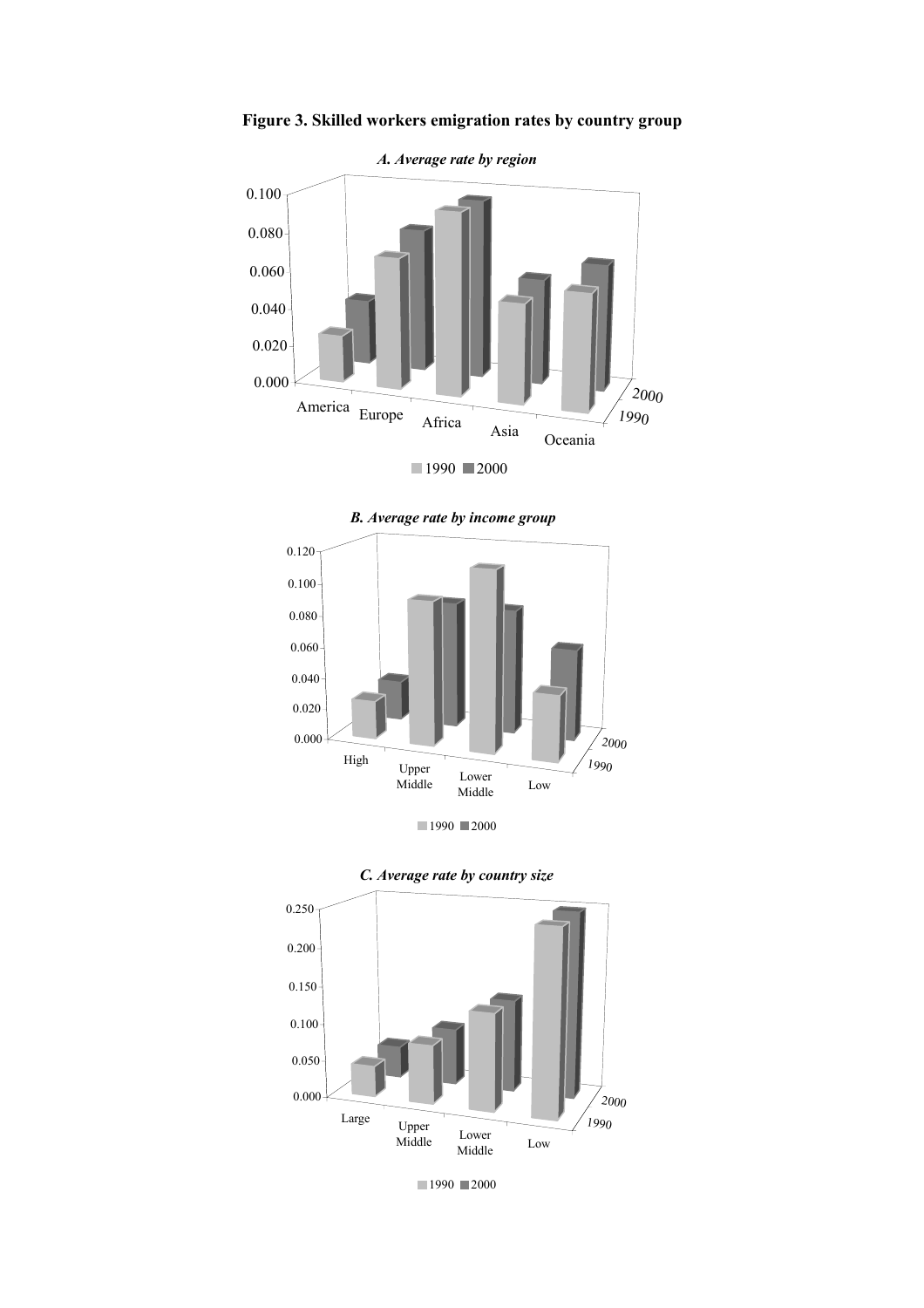**Figure 3. Skilled workers emigration rates by country group**

***A. Average rate by region***

***B. Average rate by income group***

***C. Average rate by country size***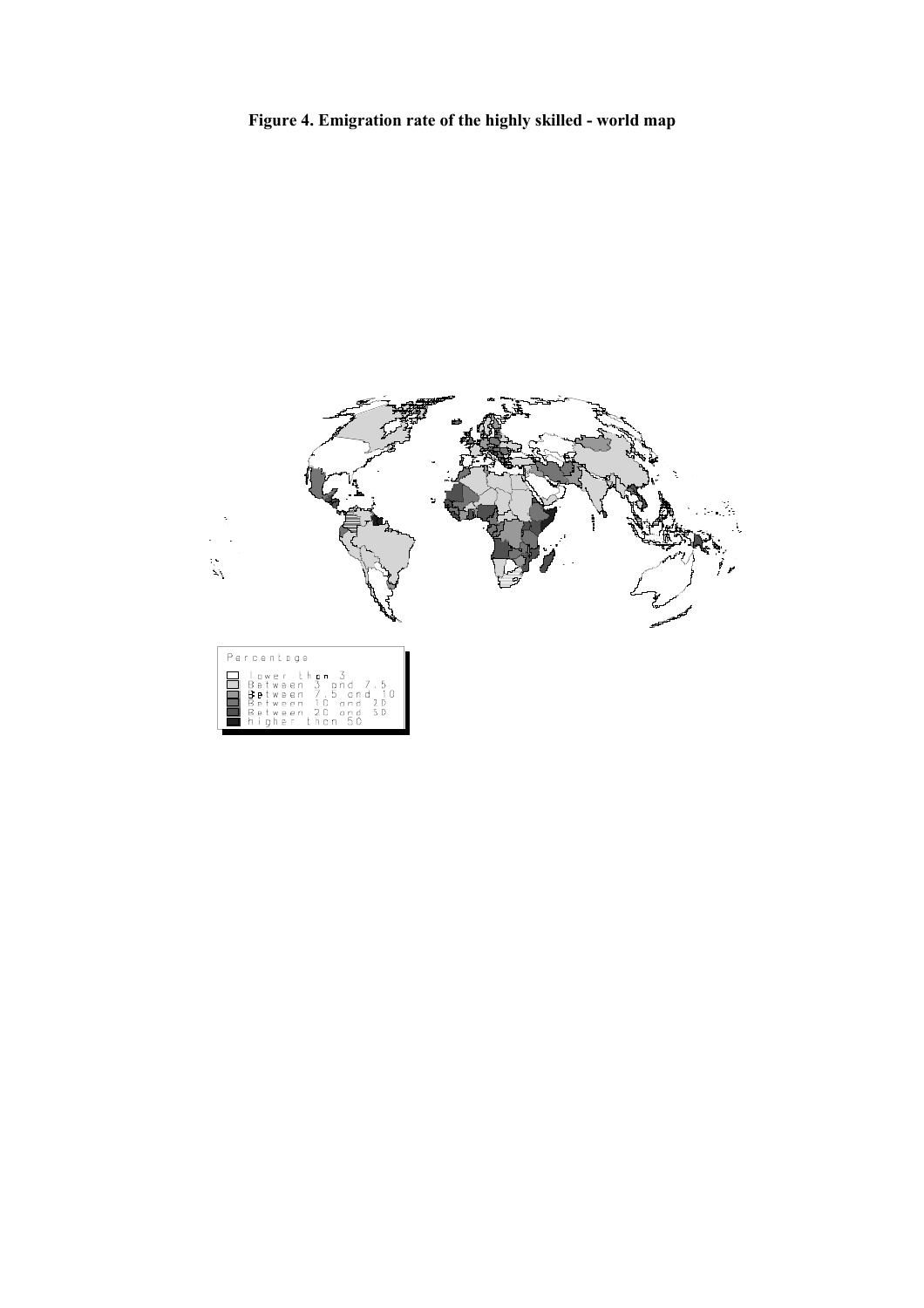**Figure 4. Emigration rate of the highly skilled - world map**

Percentage
lower than 3
Between 3 and 7.5
Between 7.5 and 10
Between 10 and 20
Between 20 and 50
higher than 50